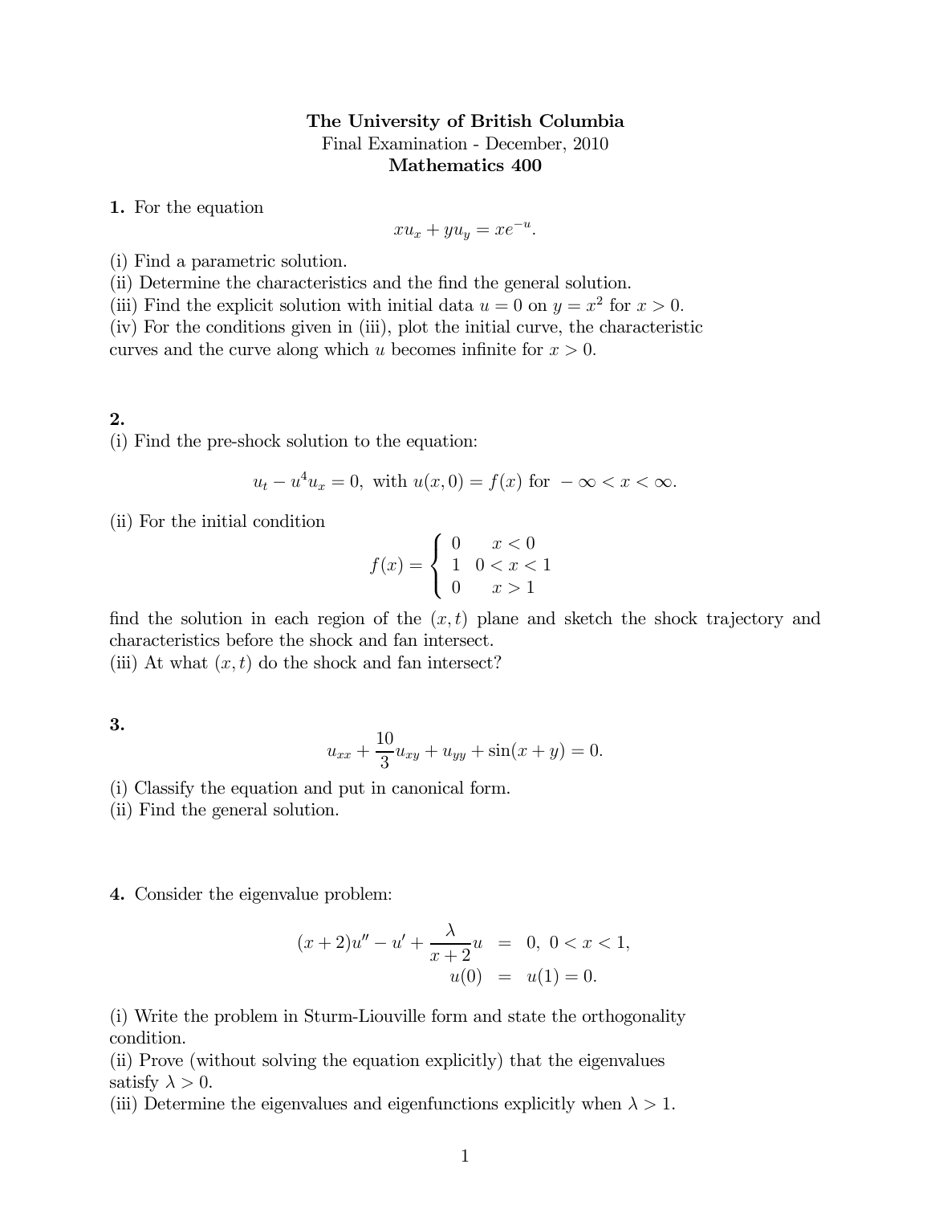**The University of British Columbia**
Final Examination - December, 2010
**Mathematics 400**

**1.** For the equation

$$xu_x + yu_y = xe^{-u}.$$

(i) Find a parametric solution.
(ii) Determine the characteristics and the find the general solution.
(iii) Find the explicit solution with initial data $u = 0$ on $y = x^2$ for $x > 0$.
(iv) For the conditions given in (iii), plot the initial curve, the characteristic curves and the curve along which $u$ becomes infinite for $x > 0$.

**2.**
(i) Find the pre-shock solution to the equation:

$$u_t - u^4 u_x = 0, \text{ with } u(x, 0) = f(x) \text{ for } -\infty < x < \infty.$$

(ii) For the initial condition

$$f(x) = \begin{cases} 0 & x < 0 \\ 1 & 0 < x < 1 \\ 0 & x > 1 \end{cases}$$

find the solution in each region of the $(x, t)$ plane and sketch the shock trajectory and characteristics before the shock and fan intersect.
(iii) At what $(x, t)$ do the shock and fan intersect?

**3.**

$$u_{xx} + \frac{10}{3}u_{xy} + u_{yy} + \sin(x + y) = 0.$$

(i) Classify the equation and put in canonical form.
(ii) Find the general solution.

**4.** Consider the eigenvalue problem:

$$\begin{aligned} (x + 2)u'' - u' + \frac{\lambda}{x + 2}u &= 0, \; 0 < x < 1, \\ u(0) &= u(1) = 0. \end{aligned}$$

(i) Write the problem in Sturm-Liouville form and state the orthogonality condition.
(ii) Prove (without solving the equation explicitly) that the eigenvalues satisfy $\lambda > 0$.
(iii) Determine the eigenvalues and eigenfunctions explicitly when $\lambda > 1$.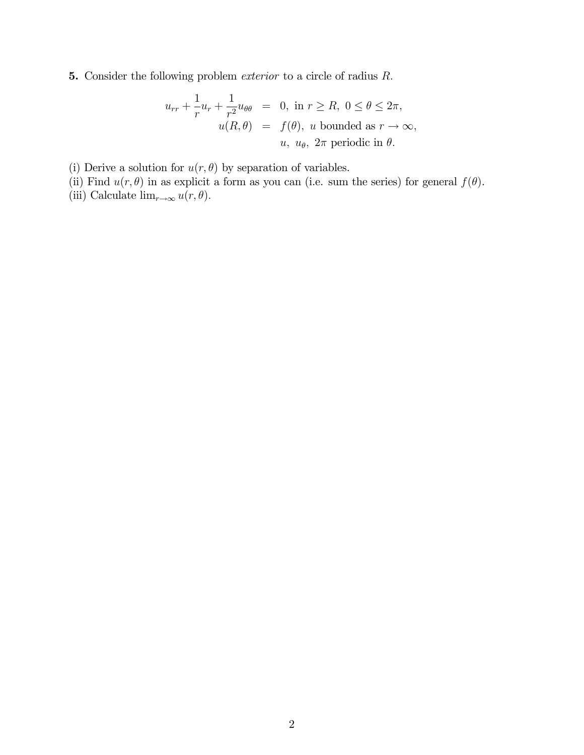**5.** Consider the following problem *exterior* to a circle of radius $R$.

$$
\begin{aligned}
u_{rr} + \frac{1}{r}u_r + \frac{1}{r^2}u_{\theta\theta} &= 0, \text{ in } r \geq R, \ 0 \leq \theta \leq 2\pi, \\
u(R, \theta) &= f(\theta), \ u \text{ bounded as } r \to \infty, \\
& \quad u, \ u_\theta, \ 2\pi \text{ periodic in } \theta.
\end{aligned}
$$

(i) Derive a solution for $u(r, \theta)$ by separation of variables.
(ii) Find $u(r, \theta)$ in as explicit a form as you can (i.e. sum the series) for general $f(\theta)$.
(iii) Calculate $\lim_{r \to \infty} u(r, \theta)$.